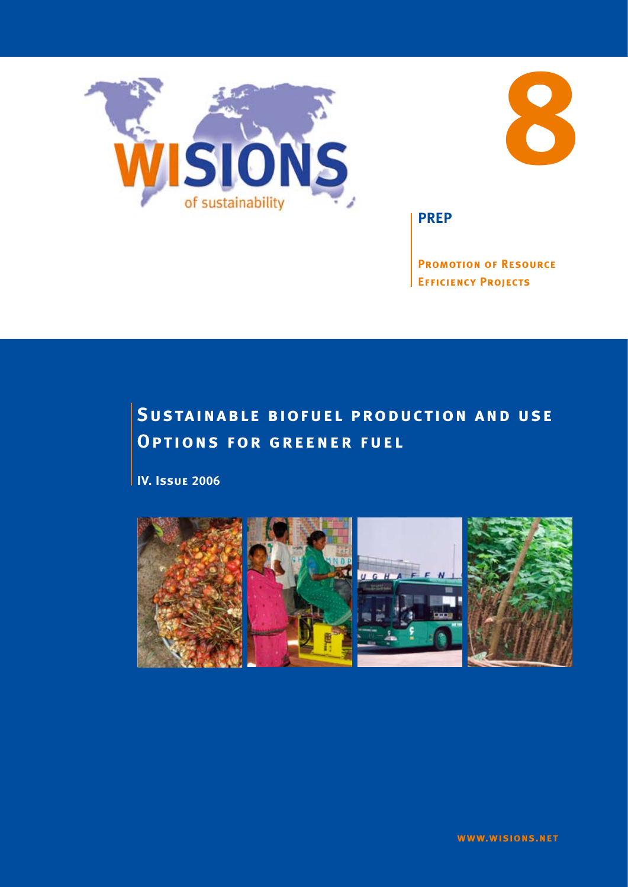WISIONS of sustainability

8

**PREP**

**Promotion of Resource Efficiency Projects**

# Sustainable biofuel production and use
# Options for greener fuel

**IV. Issue 2006**

**www.wisions.net**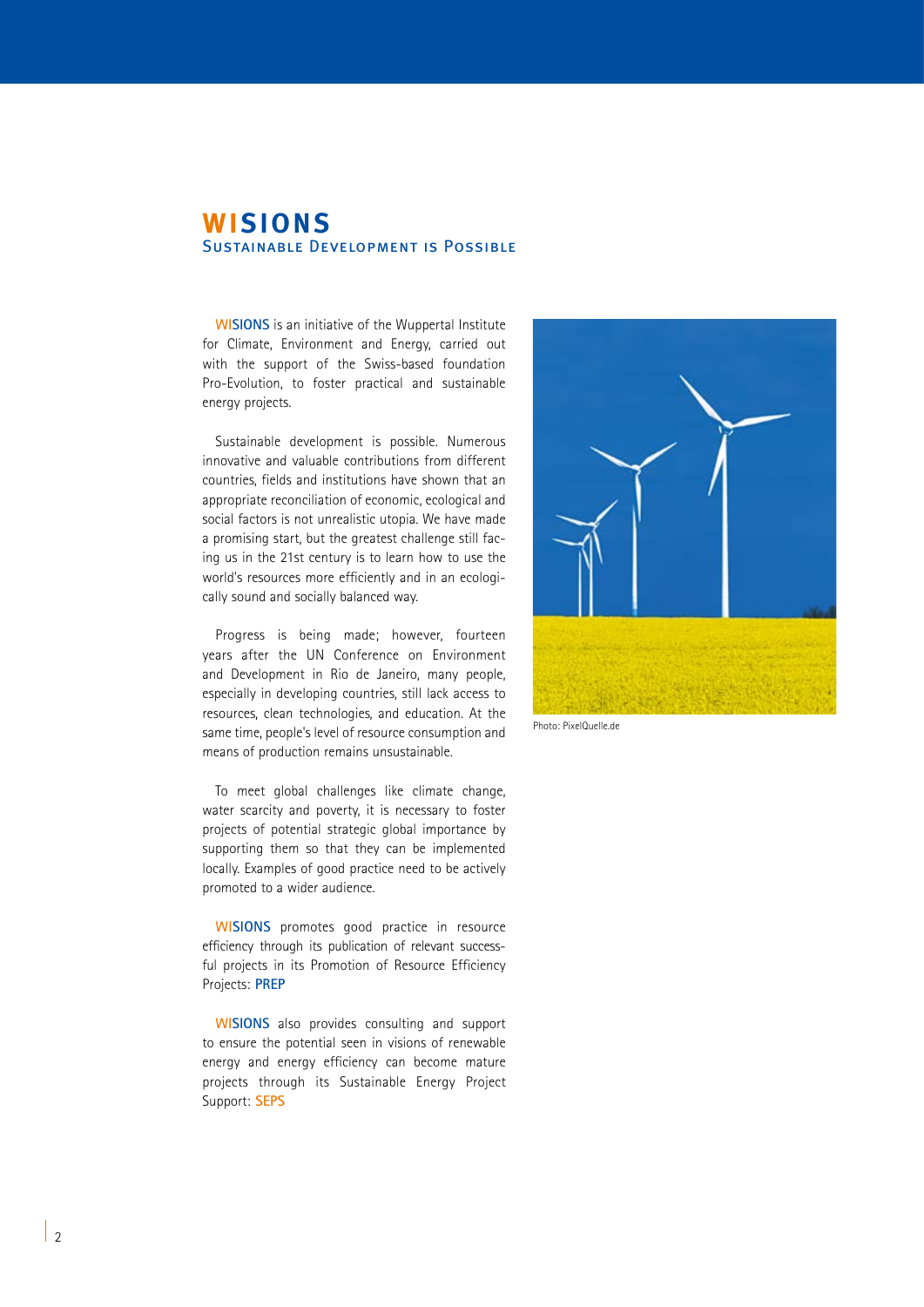# WISIONS

## Sustainable Development is Possible

WISIONS is an initiative of the Wuppertal Institute for Climate, Environment and Energy, carried out with the support of the Swiss-based foundation Pro-Evolution, to foster practical and sustainable energy projects.

Sustainable development is possible. Numerous innovative and valuable contributions from different countries, fields and institutions have shown that an appropriate reconciliation of economic, ecological and social factors is not unrealistic utopia. We have made a promising start, but the greatest challenge still facing us in the 21st century is to learn how to use the world's resources more efficiently and in an ecologically sound and socially balanced way.

Progress is being made; however, fourteen years after the UN Conference on Environment and Development in Rio de Janeiro, many people, especially in developing countries, still lack access to resources, clean technologies, and education. At the same time, people's level of resource consumption and means of production remains unsustainable.

To meet global challenges like climate change, water scarcity and poverty, it is necessary to foster projects of potential strategic global importance by supporting them so that they can be implemented locally. Examples of good practice need to be actively promoted to a wider audience.

WISIONS promotes good practice in resource efficiency through its publication of relevant successful projects in its Promotion of Resource Efficiency Projects: **PREP**

WISIONS also provides consulting and support to ensure the potential seen in visions of renewable energy and energy efficiency can become mature projects through its Sustainable Energy Project Support: **SEPS**

Photo: PixelQuelle.de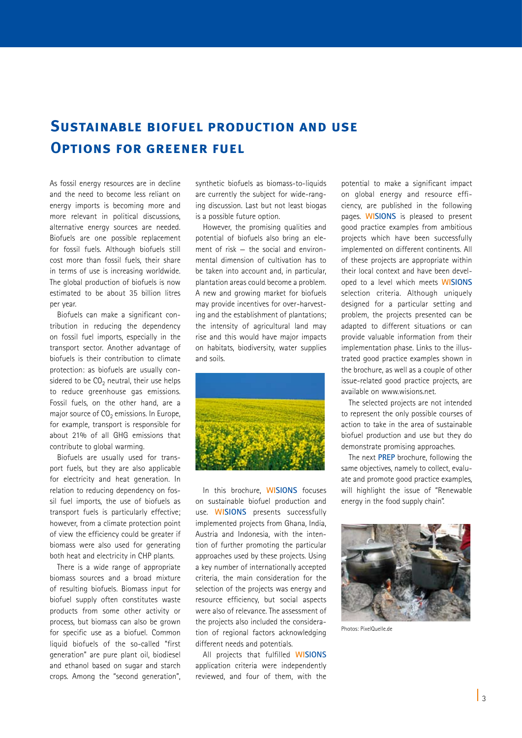# Sustainable biofuel production and use

## Options for greener fuel

As fossil energy resources are in decline and the need to become less reliant on energy imports is becoming more and more relevant in political discussions, alternative energy sources are needed. Biofuels are one possible replacement for fossil fuels. Although biofuels still cost more than fossil fuels, their share in terms of use is increasing worldwide. The global production of biofuels is now estimated to be about 35 billion litres per year.

Biofuels can make a significant contribution in reducing the dependency on fossil fuel imports, especially in the transport sector. Another advantage of biofuels is their contribution to climate protection: as biofuels are usually considered to be $CO_2$ neutral, their use helps to reduce greenhouse gas emissions. Fossil fuels, on the other hand, are a major source of $CO_2$ emissions. In Europe, for example, transport is responsible for about 21% of all GHG emissions that contribute to global warming.

Biofuels are usually used for transport fuels, but they are also applicable for electricity and heat generation. In relation to reducing dependency on fossil fuel imports, the use of biofuels as transport fuels is particularly effective; however, from a climate protection point of view the efficiency could be greater if biomass were also used for generating both heat and electricity in CHP plants.

There is a wide range of appropriate biomass sources and a broad mixture of resulting biofuels. Biomass input for biofuel supply often constitutes waste products from some other activity or process, but biomass can also be grown for specific use as a biofuel. Common liquid biofuels of the so-called "first generation" are pure plant oil, biodiesel and ethanol based on sugar and starch crops. Among the "second generation", synthetic biofuels as biomass-to-liquids are currently the subject for wide-ranging discussion. Last but not least biogas is a possible future option.

However, the promising qualities and potential of biofuels also bring an element of risk – the social and environmental dimension of cultivation has to be taken into account and, in particular, plantation areas could become a problem. A new and growing market for biofuels may provide incentives for over-harvesting and the establishment of plantations; the intensity of agricultural land may rise and this would have major impacts on habitats, biodiversity, water supplies and soils.

In this brochure, **WISIONS** focuses on sustainable biofuel production and use. **WISIONS** presents successfully implemented projects from Ghana, India, Austria and Indonesia, with the intention of further promoting the particular approaches used by these projects. Using a key number of internationally accepted criteria, the main consideration for the selection of the projects was energy and resource efficiency, but social aspects were also of relevance. The assessment of the projects also included the consideration of regional factors acknowledging different needs and potentials.

All projects that fulfilled **WISIONS** application criteria were independently reviewed, and four of them, with the potential to make a significant impact on global energy and resource efficiency, are published in the following pages. **WISIONS** is pleased to present good practice examples from ambitious projects which have been successfully implemented on different continents. All of these projects are appropriate within their local context and have been developed to a level which meets **WISIONS** selection criteria. Although uniquely designed for a particular setting and problem, the projects presented can be adapted to different situations or can provide valuable information from their implementation phase. Links to the illustrated good practice examples shown in the brochure, as well as a couple of other issue-related good practice projects, are available on www.wisions.net.

The selected projects are not intended to represent the only possible courses of action to take in the area of sustainable biofuel production and use but they do demonstrate promising approaches.

The next **PREP** brochure, following the same objectives, namely to collect, evaluate and promote good practice examples, will highlight the issue of "Renewable energy in the food supply chain".

Photos: PixelQuelle.de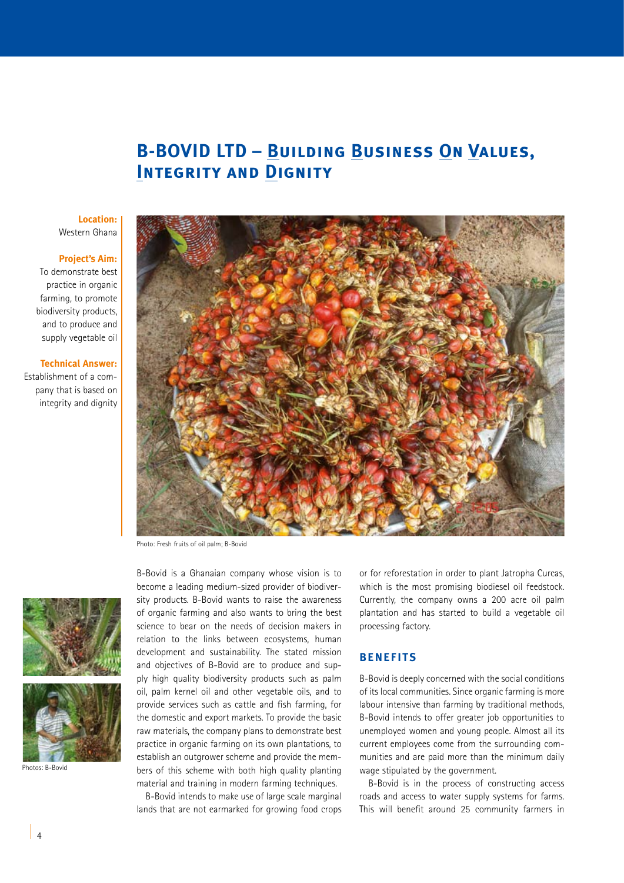# B-BOVID LTD – Building Business On Values, Integrity and Dignity

**Location:**
Western Ghana

**Project's Aim:**
To demonstrate best practice in organic farming, to promote biodiversity products, and to produce and supply vegetable oil

**Technical Answer:**
Establishment of a company that is based on integrity and dignity

Photo: Fresh fruits of oil palm; B-Bovid

Photos: B-Bovid

B-Bovid is a Ghanaian company whose vision is to become a leading medium-sized provider of biodiversity products. B-Bovid wants to raise the awareness of organic farming and also wants to bring the best science to bear on the needs of decision makers in relation to the links between ecosystems, human development and sustainability. The stated mission and objectives of B-Bovid are to produce and supply high quality biodiversity products such as palm oil, palm kernel oil and other vegetable oils, and to provide services such as cattle and fish farming, for the domestic and export markets. To provide the basic raw materials, the company plans to demonstrate best practice in organic farming on its own plantations, to establish an outgrower scheme and provide the members of this scheme with both high quality planting material and training in modern farming techniques.

B-Bovid intends to make use of large scale marginal lands that are not earmarked for growing food crops or for reforestation in order to plant Jatropha Curcas, which is the most promising biodiesel oil feedstock. Currently, the company owns a 200 acre oil palm plantation and has started to build a vegetable oil processing factory.

## BENEFITS

B-Bovid is deeply concerned with the social conditions of its local communities. Since organic farming is more labour intensive than farming by traditional methods, B-Bovid intends to offer greater job opportunities to unemployed women and young people. Almost all its current employees come from the surrounding communities and are paid more than the minimum daily wage stipulated by the government.

B-Bovid is in the process of constructing access roads and access to water supply systems for farms. This will benefit around 25 community farmers in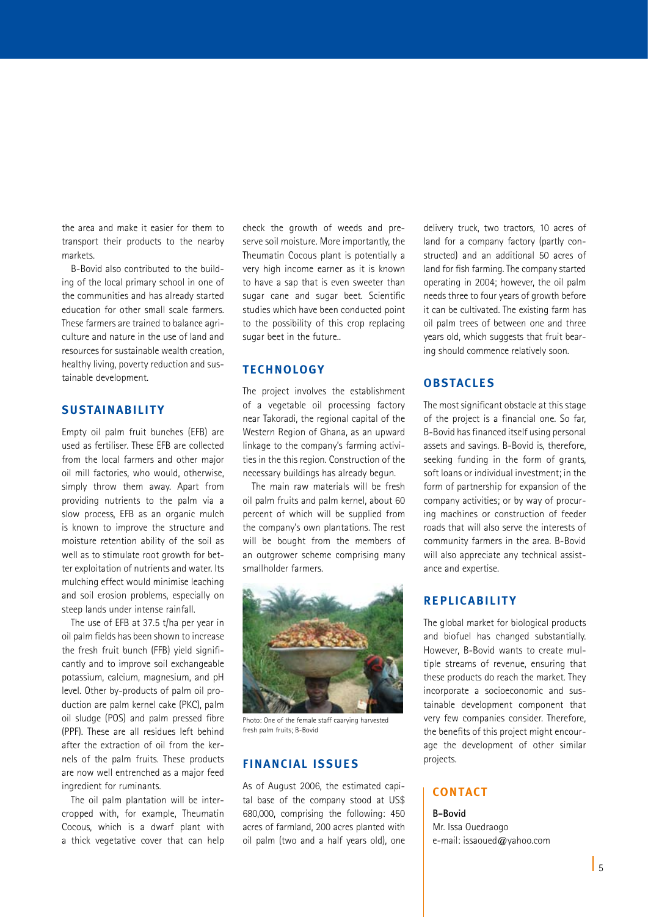the area and make it easier for them to transport their products to the nearby markets.

B-Bovid also contributed to the building of the local primary school in one of the communities and has already started education for other small scale farmers. These farmers are trained to balance agriculture and nature in the use of land and resources for sustainable wealth creation, healthy living, poverty reduction and sustainable development.

## SUSTAINABILITY

Empty oil palm fruit bunches (EFB) are used as fertiliser. These EFB are collected from the local farmers and other major oil mill factories, who would, otherwise, simply throw them away. Apart from providing nutrients to the palm via a slow process, EFB as an organic mulch is known to improve the structure and moisture retention ability of the soil as well as to stimulate root growth for better exploitation of nutrients and water. Its mulching effect would minimise leaching and soil erosion problems, especially on steep lands under intense rainfall.

The use of EFB at 37.5 t/ha per year in oil palm fields has been shown to increase the fresh fruit bunch (FFB) yield significantly and to improve soil exchangeable potassium, calcium, magnesium, and pH level. Other by-products of palm oil production are palm kernel cake (PKC), palm oil sludge (POS) and palm pressed fibre (PPF). These are all residues left behind after the extraction of oil from the kernels of the palm fruits. These products are now well entrenched as a major feed ingredient for ruminants.

The oil palm plantation will be intercropped with, for example, Theumatin Cocous, which is a dwarf plant with a thick vegetative cover that can help check the growth of weeds and preserve soil moisture. More importantly, the Theumatin Cocous plant is potentially a very high income earner as it is known to have a sap that is even sweeter than sugar cane and sugar beet. Scientific studies which have been conducted point to the possibility of this crop replacing sugar beet in the future..

## TECHNOLOGY

The project involves the establishment of a vegetable oil processing factory near Takoradi, the regional capital of the Western Region of Ghana, as an upward linkage to the company's farming activities in the this region. Construction of the necessary buildings has already begun.

The main raw materials will be fresh oil palm fruits and palm kernel, about 60 percent of which will be supplied from the company's own plantations. The rest will be bought from the members of an outgrower scheme comprising many smallholder farmers.

Photo: One of the female staff caarying harvested fresh palm fruits; B-Bovid

## FINANCIAL ISSUES

As of August 2006, the estimated capital base of the company stood at US$ 680,000, comprising the following: 450 acres of farmland, 200 acres planted with oil palm (two and a half years old), one delivery truck, two tractors, 10 acres of land for a company factory (partly constructed) and an additional 50 acres of land for fish farming. The company started operating in 2004; however, the oil palm needs three to four years of growth before it can be cultivated. The existing farm has oil palm trees of between one and three years old, which suggests that fruit bearing should commence relatively soon.

## OBSTACLES

The most significant obstacle at this stage of the project is a financial one. So far, B-Bovid has financed itself using personal assets and savings. B-Bovid is, therefore, seeking funding in the form of grants, soft loans or individual investment; in the form of partnership for expansion of the company activities; or by way of procuring machines or construction of feeder roads that will also serve the interests of community farmers in the area. B-Bovid will also appreciate any technical assistance and expertise.

## REPLICABILITY

The global market for biological products and biofuel has changed substantially. However, B-Bovid wants to create multiple streams of revenue, ensuring that these products do reach the market. They incorporate a socioeconomic and sustainable development component that very few companies consider. Therefore, the benefits of this project might encourage the development of other similar projects.

## CONTACT

**B-Bovid**
Mr. Issa Ouedraogo
e-mail: issaoued@yahoo.com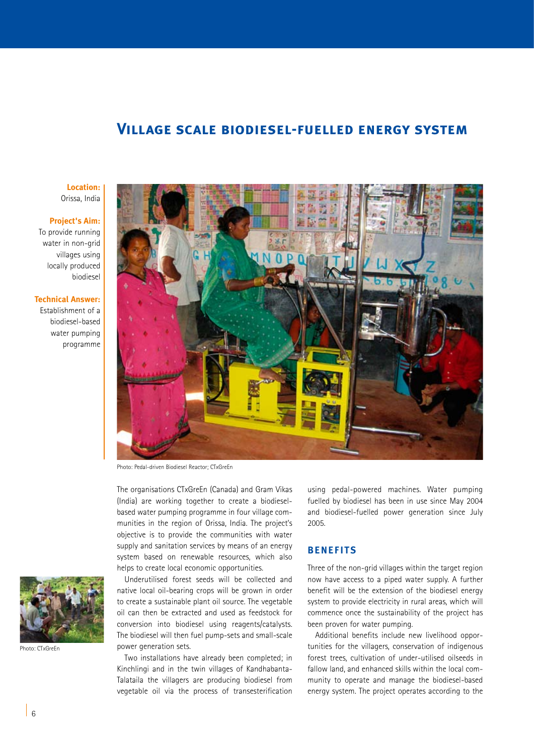# Village scale biodiesel-fuelled energy system

**Location:**
Orissa, India

**Project's Aim:**
To provide running water in non-grid villages using locally produced biodiesel

**Technical Answer:**
Establishment of a biodiesel-based water pumping programme

Photo: Pedal-driven Biodiesel Reactor; CTxGreEn

The organisations CTxGreEn (Canada) and Gram Vikas (India) are working together to create a biodiesel-based water pumping programme in four village communities in the region of Orissa, India. The project's objective is to provide the communities with water supply and sanitation services by means of an energy system based on renewable resources, which also helps to create local economic opportunities.

Underutilised forest seeds will be collected and native local oil-bearing crops will be grown in order to create a sustainable plant oil source. The vegetable oil can then be extracted and used as feedstock for conversion into biodiesel using reagents/catalysts. The biodiesel will then fuel pump-sets and small-scale power generation sets.

Two installations have already been completed; in Kinchlingi and in the twin villages of Kandhabanta-Talataila the villagers are producing biodiesel from vegetable oil via the process of transesterification using pedal-powered machines. Water pumping fuelled by biodiesel has been in use since May 2004 and biodiesel-fuelled power generation since July 2005.

Photo: CTxGreEn

## Benefits

Three of the non-grid villages within the target region now have access to a piped water supply. A further benefit will be the extension of the biodiesel energy system to provide electricity in rural areas, which will commence once the sustainability of the project has been proven for water pumping.

Additional benefits include new livelihood opportunities for the villagers, conservation of indigenous forest trees, cultivation of under-utilised oilseeds in fallow land, and enhanced skills within the local community to operate and manage the biodiesel-based energy system. The project operates according to the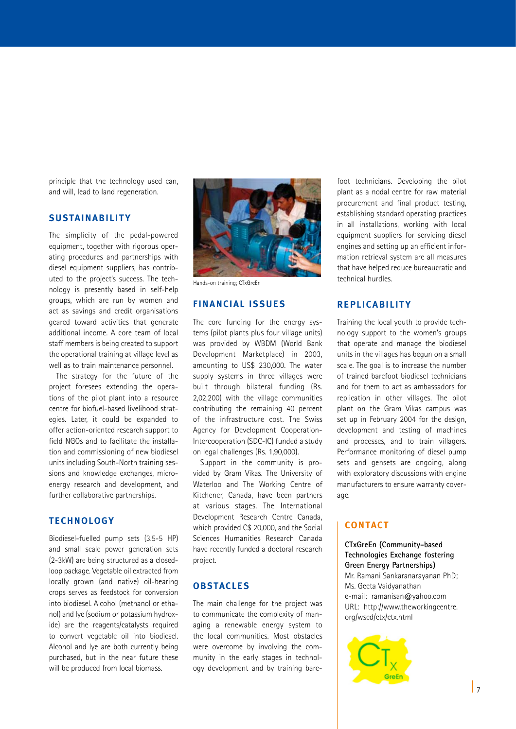principle that the technology used can, and will, lead to land regeneration.

## SUSTAINABILITY

The simplicity of the pedal-powered equipment, together with rigorous operating procedures and partnerships with diesel equipment suppliers, has contributed to the project's success. The technology is presently based in self-help groups, which are run by women and act as savings and credit organisations geared toward activities that generate additional income. A core team of local staff members is being created to support the operational training at village level as well as to train maintenance personnel.

The strategy for the future of the project foresees extending the operations of the pilot plant into a resource centre for biofuel-based livelihood strategies. Later, it could be expanded to offer action-oriented research support to field NGOs and to facilitate the installation and commissioning of new biodiesel units including South-North training sessions and knowledge exchanges, micro-energy research and development, and further collaborative partnerships.

## TECHNOLOGY

Biodiesel-fuelled pump sets (3.5-5 HP) and small scale power generation sets (2-3kW) are being structured as a closed-loop package. Vegetable oil extracted from locally grown (and native) oil-bearing crops serves as feedstock for conversion into biodiesel. Alcohol (methanol or ethanol) and lye (sodium or potassium hydroxide) are the reagents/catalysts required to convert vegetable oil into biodiesel. Alcohol and lye are both currently being purchased, but in the near future these will be produced from local biomass.

Hands-on training; CTxGreEn

## FINANCIAL ISSUES

The core funding for the energy systems (pilot plants plus four village units) was provided by WBDM (World Bank Development Marketplace) in 2003, amounting to US$ 230,000. The water supply systems in three villages were built through bilateral funding (Rs. 2,02,200) with the village communities contributing the remaining 40 percent of the infrastructure cost. The Swiss Agency for Development Cooperation-Intercooperation (SDC-IC) funded a study on legal challenges (Rs. 1,90,000).

Support in the community is provided by Gram Vikas. The University of Waterloo and The Working Centre of Kitchener, Canada, have been partners at various stages. The International Development Research Centre Canada, which provided C$ 20,000, and the Social Sciences Humanities Research Canada have recently funded a doctoral research project.

## OBSTACLES

The main challenge for the project was to communicate the complexity of managing a renewable energy system to the local communities. Most obstacles were overcome by involving the community in the early stages in technology development and by training barefoot technicians. Developing the pilot plant as a nodal centre for raw material procurement and final product testing, establishing standard operating practices in all installations, working with local equipment suppliers for servicing diesel engines and setting up an efficient information retrieval system are all measures that have helped reduce bureaucratic and technical hurdles.

## REPLICABILITY

Training the local youth to provide technology support to the women's groups that operate and manage the biodiesel units in the villages has begun on a small scale. The goal is to increase the number of trained barefoot biodiesel technicians and for them to act as ambassadors for replication in other villages. The pilot plant on the Gram Vikas campus was set up in February 2004 for the design, development and testing of machines and processes, and to train villagers. Performance monitoring of diesel pump sets and gensets are ongoing, along with exploratory discussions with engine manufacturers to ensure warranty coverage.

## CONTACT

**CTxGreEn (Community-based Technologies Exchange fostering Green Energy Partnerships)**
Mr. Ramani Sankaranarayanan PhD;
Ms. Geeta Vaidyanathan
e-mail: ramanisan@yahoo.com
URL: http://www.theworkingcentre.org/wscd/ctx/ctx.html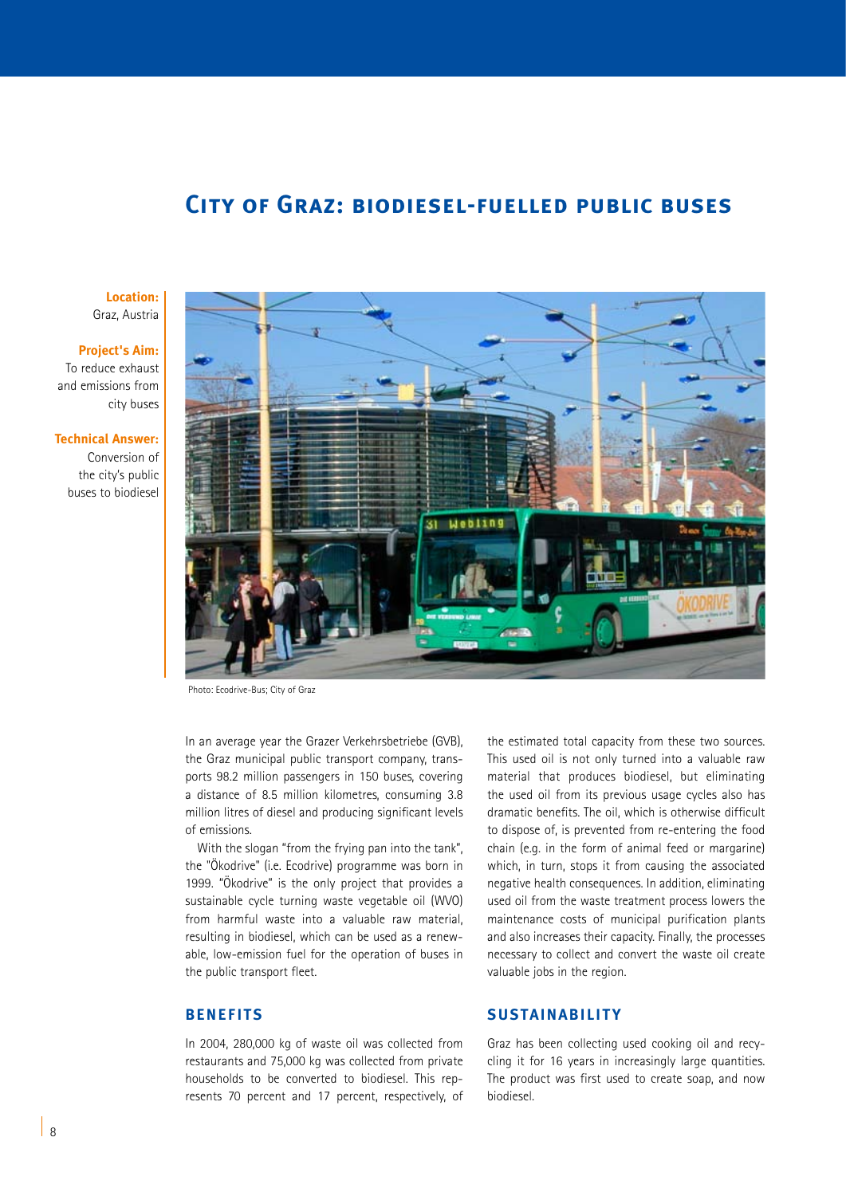# City of Graz: biodiesel-fuelled public buses

**Location:**
Graz, Austria

**Project's Aim:**
To reduce exhaust and emissions from city buses

**Technical Answer:**
Conversion of the city's public buses to biodiesel

Photo: Ecodrive-Bus; City of Graz

In an average year the Grazer Verkehrsbetriebe (GVB), the Graz municipal public transport company, transports 98.2 million passengers in 150 buses, covering a distance of 8.5 million kilometres, consuming 3.8 million litres of diesel and producing significant levels of emissions.

With the slogan "from the frying pan into the tank", the "Ökodrive" (i.e. Ecodrive) programme was born in 1999. "Ökodrive" is the only project that provides a sustainable cycle turning waste vegetable oil (WVO) from harmful waste into a valuable raw material, resulting in biodiesel, which can be used as a renewable, low-emission fuel for the operation of buses in the public transport fleet.

## Benefits

In 2004, 280,000 kg of waste oil was collected from restaurants and 75,000 kg was collected from private households to be converted to biodiesel. This represents 70 percent and 17 percent, respectively, of the estimated total capacity from these two sources. This used oil is not only turned into a valuable raw material that produces biodiesel, but eliminating the used oil from its previous usage cycles also has dramatic benefits. The oil, which is otherwise difficult to dispose of, is prevented from re-entering the food chain (e.g. in the form of animal feed or margarine) which, in turn, stops it from causing the associated negative health consequences. In addition, eliminating used oil from the waste treatment process lowers the maintenance costs of municipal purification plants and also increases their capacity. Finally, the processes necessary to collect and convert the waste oil create valuable jobs in the region.

## Sustainability

Graz has been collecting used cooking oil and recycling it for 16 years in increasingly large quantities. The product was first used to create soap, and now biodiesel.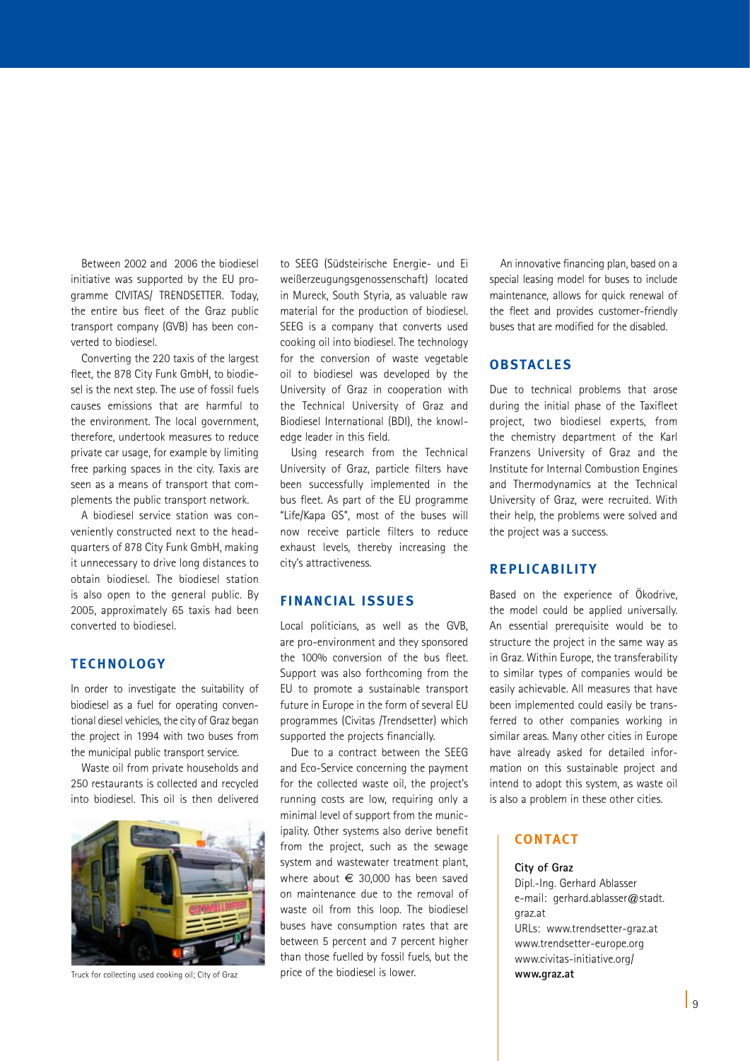Between 2002 and 2006 the biodiesel initiative was supported by the EU programme CIVITAS/ TRENDSETTER. Today, the entire bus fleet of the Graz public transport company (GVB) has been converted to biodiesel.

Converting the 220 taxis of the largest fleet, the 878 City Funk GmbH, to biodiesel is the next step. The use of fossil fuels causes emissions that are harmful to the environment. The local government, therefore, undertook measures to reduce private car usage, for example by limiting free parking spaces in the city. Taxis are seen as a means of transport that complements the public transport network.

A biodiesel service station was conveniently constructed next to the headquarters of 878 City Funk GmbH, making it unnecessary to drive long distances to obtain biodiesel. The biodiesel station is also open to the general public. By 2005, approximately 65 taxis had been converted to biodiesel.

## TECHNOLOGY

In order to investigate the suitability of biodiesel as a fuel for operating conventional diesel vehicles, the city of Graz began the project in 1994 with two buses from the municipal public transport service.

Waste oil from private households and 250 restaurants is collected and recycled into biodiesel. This oil is then delivered to SEEG (Südsteirische Energie- und Eiweißerzeugungsgenossenschaft) located in Mureck, South Styria, as valuable raw material for the production of biodiesel. SEEG is a company that converts used cooking oil into biodiesel. The technology for the conversion of waste vegetable oil to biodiesel was developed by the University of Graz in cooperation with the Technical University of Graz and Biodiesel International (BDI), the knowledge leader in this field.

Truck for collecting used cooking oil; City of Graz

Using research from the Technical University of Graz, particle filters have been successfully implemented in the bus fleet. As part of the EU programme "Life/Kapa GS", most of the buses will now receive particle filters to reduce exhaust levels, thereby increasing the city's attractiveness.

## FINANCIAL ISSUES

Local politicians, as well as the GVB, are pro-environment and they sponsored the 100% conversion of the bus fleet. Support was also forthcoming from the EU to promote a sustainable transport future in Europe in the form of several EU programmes (Civitas /Trendsetter) which supported the projects financially.

Due to a contract between the SEEG and Eco-Service concerning the payment for the collected waste oil, the project's running costs are low, requiring only a minimal level of support from the municipality. Other systems also derive benefit from the project, such as the sewage system and wastewater treatment plant, where about € 30,000 has been saved on maintenance due to the removal of waste oil from this loop. The biodiesel buses have consumption rates that are between 5 percent and 7 percent higher than those fuelled by fossil fuels, but the price of the biodiesel is lower.

An innovative financing plan, based on a special leasing model for buses to include maintenance, allows for quick renewal of the fleet and provides customer-friendly buses that are modified for the disabled.

## OBSTACLES

Due to technical problems that arose during the initial phase of the Taxifleet project, two biodiesel experts, from the chemistry department of the Karl Franzens University of Graz and the Institute for Internal Combustion Engines and Thermodynamics at the Technical University of Graz, were recruited. With their help, the problems were solved and the project was a success.

## REPLICABILITY

Based on the experience of Ökodrive, the model could be applied universally. An essential prerequisite would be to structure the project in the same way as in Graz. Within Europe, the transferability to similar types of companies would be easily achievable. All measures that have been implemented could easily be transferred to other companies working in similar areas. Many other cities in Europe have already asked for detailed information on this sustainable project and intend to adopt this system, as waste oil is also a problem in these other cities.

## CONTACT

**City of Graz**
Dipl.-Ing. Gerhard Ablasser
e-mail: gerhard.ablasser@stadt.graz.at
URLs: www.trendsetter-graz.at
www.trendsetter-europe.org
www.civitas-initiative.org/
**www.graz.at**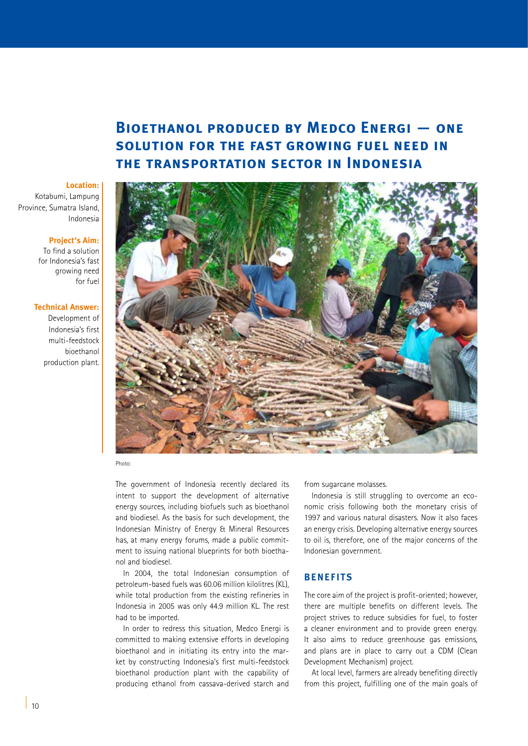# Bioethanol produced by Medco Energi — one solution for the fast growing fuel need in the transportation sector in Indonesia

**Location:**
Kotabumi, Lampung Province, Sumatra Island, Indonesia

**Project's Aim:**
To find a solution for Indonesia's fast growing need for fuel

**Technical Answer:**
Development of Indonesia's first multi-feedstock bioethanol production plant.

Photo:

The government of Indonesia recently declared its intent to support the development of alternative energy sources, including biofuels such as bioethanol and biodiesel. As the basis for such development, the Indonesian Ministry of Energy & Mineral Resources has, at many energy forums, made a public commitment to issuing national blueprints for both bioethanol and biodiesel.

In 2004, the total Indonesian consumption of petroleum-based fuels was 60.06 million kilolitres (KL), while total production from the existing refineries in Indonesia in 2005 was only 44.9 million KL. The rest had to be imported.

In order to redress this situation, Medco Energi is committed to making extensive efforts in developing bioethanol and in initiating its entry into the market by constructing Indonesia's first multi-feedstock bioethanol production plant with the capability of producing ethanol from cassava-derived starch and from sugarcane molasses.

Indonesia is still struggling to overcome an economic crisis following both the monetary crisis of 1997 and various natural disasters. Now it also faces an energy crisis. Developing alternative energy sources to oil is, therefore, one of the major concerns of the Indonesian government.

## Benefits

The core aim of the project is profit-oriented; however, there are multiple benefits on different levels. The project strives to reduce subsidies for fuel, to foster a cleaner environment and to provide green energy. It also aims to reduce greenhouse gas emissions, and plans are in place to carry out a CDM (Clean Development Mechanism) project.

At local level, farmers are already benefiting directly from this project, fulfilling one of the main goals of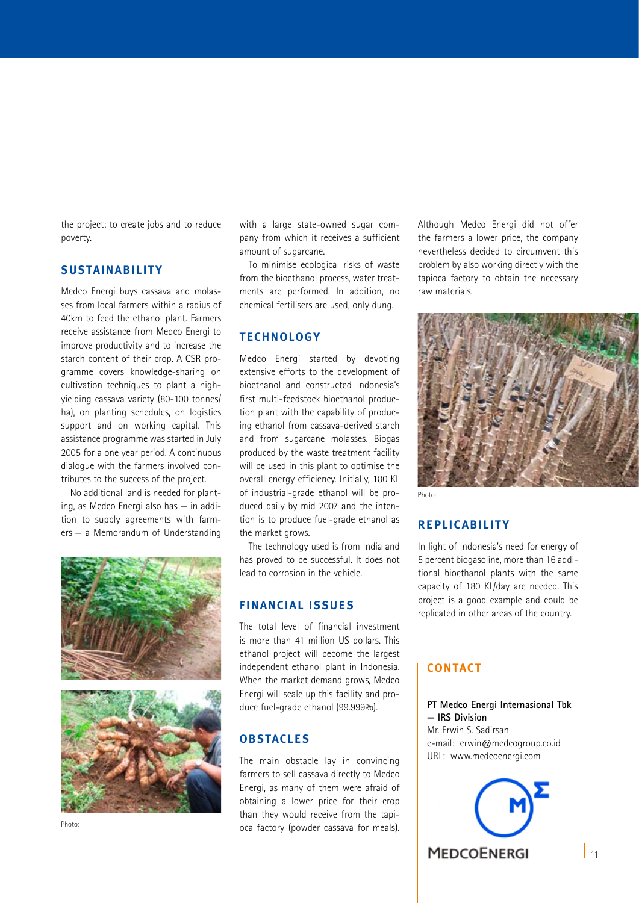the project: to create jobs and to reduce poverty.

## SUSTAINABILITY

Medco Energi buys cassava and molasses from local farmers within a radius of 40km to feed the ethanol plant. Farmers receive assistance from Medco Energi to improve productivity and to increase the starch content of their crop. A CSR programme covers knowledge-sharing on cultivation techniques to plant a high-yielding cassava variety (80-100 tonnes/ha), on planting schedules, on logistics support and on working capital. This assistance programme was started in July 2005 for a one year period. A continuous dialogue with the farmers involved contributes to the success of the project.

No additional land is needed for planting, as Medco Energi also has – in addition to supply agreements with farmers – a Memorandum of Understanding with a large state-owned sugar company from which it receives a sufficient amount of sugarcane.

To minimise ecological risks of waste from the bioethanol process, water treatments are performed. In addition, no chemical fertilisers are used, only dung.

Photo:

## TECHNOLOGY

Medco Energi started by devoting extensive efforts to the development of bioethanol and constructed Indonesia's first multi-feedstock bioethanol production plant with the capability of producing ethanol from cassava-derived starch and from sugarcane molasses. Biogas produced by the waste treatment facility will be used in this plant to optimise the overall energy efficiency. Initially, 180 KL of industrial-grade ethanol will be produced daily by mid 2007 and the intention is to produce fuel-grade ethanol as the market grows.

The technology used is from India and has proved to be successful. It does not lead to corrosion in the vehicle.

## FINANCIAL ISSUES

The total level of financial investment is more than 41 million US dollars. This ethanol project will become the largest independent ethanol plant in Indonesia. When the market demand grows, Medco Energi will scale up this facility and produce fuel-grade ethanol (99.999%).

## OBSTACLES

The main obstacle lay in convincing farmers to sell cassava directly to Medco Energi, as many of them were afraid of obtaining a lower price for their crop than they would receive from the tapioca factory (powder cassava for meals). Although Medco Energi did not offer the farmers a lower price, the company nevertheless decided to circumvent this problem by also working directly with the tapioca factory to obtain the necessary raw materials.

Photo:

## REPLICABILITY

In light of Indonesia's need for energy of 5 percent biogasoline, more than 16 additional bioethanol plants with the same capacity of 180 KL/day are needed. This project is a good example and could be replicated in other areas of the country.

## CONTACT

**PT Medco Energi Internasional Tbk – IRS Division**
Mr. Erwin S. Sadirsan
e-mail: erwin@medcogroup.co.id
URL: www.medcoenergi.com

MEDCOENERGI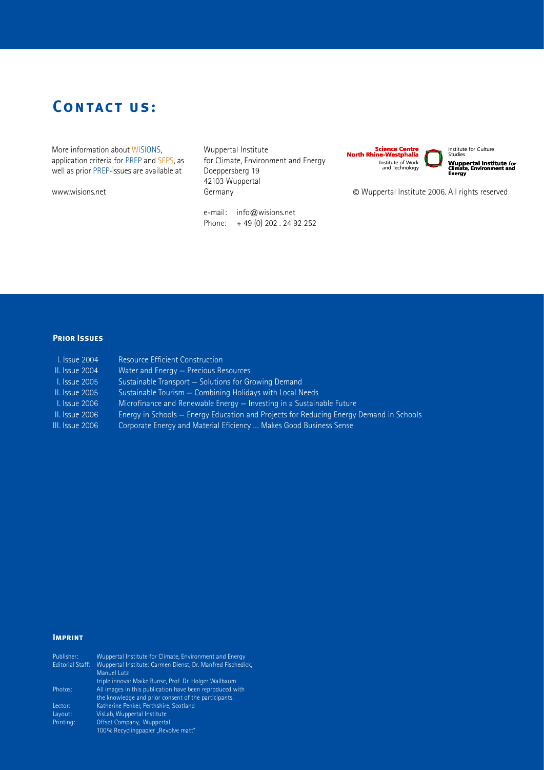# Contact us:

More information about WISIONS, application criteria for PREP and SEPS, as well as prior PREP-issues are available at

www.wisions.net

Wuppertal Institute
for Climate, Environment and Energy
Doeppersberg 19
42103 Wuppertal
Germany

e-mail: info@wisions.net
Phone: + 49 (0) 202 . 24 92 252

Science Centre North Rhine-Westphalia
Institute of Work and Technology
Institute for Culture Studies
Wuppertal Institute for Climate, Environment and Energy

© Wuppertal Institute 2006. All rights reserved

## Prior Issues

| | |
|---|---|
| I. Issue 2004 | Resource Efficient Construction |
| II. Issue 2004 | Water and Energy – Precious Resources |
| I. Issue 2005 | Sustainable Transport – Solutions for Growing Demand |
| II. Issue 2005 | Sustainable Tourism – Combining Holidays with Local Needs |
| I. Issue 2006 | Microfinance and Renewable Energy – Investing in a Sustainable Future |
| II. Issue 2006 | Energy in Schools – Energy Education and Projects for Reducing Energy Demand in Schools |
| III. Issue 2006 | Corporate Energy and Material Eficiency ... Makes Good Business Sense |

## Imprint

| | |
|---|---|
| Publisher: | Wuppertal Institute for Climate, Environment and Energy |
| Editorial Staff: | Wuppertal Institute: Carmen Dienst, Dr. Manfred Fischedick, Manuel Lutz<br>triple innova: Maike Bunse, Prof. Dr. Holger Wallbaum |
| Photos: | All images in this publication have been reproduced with the knowledge and prior consent of the participants. |
| Lector: | Katherine Penker, Perthshire, Scotland |
| Layout: | VisLab, Wuppertal Institute |
| Printing: | Offset Company, Wuppertal<br>100% Recyclingpapier „Revolve matt" |